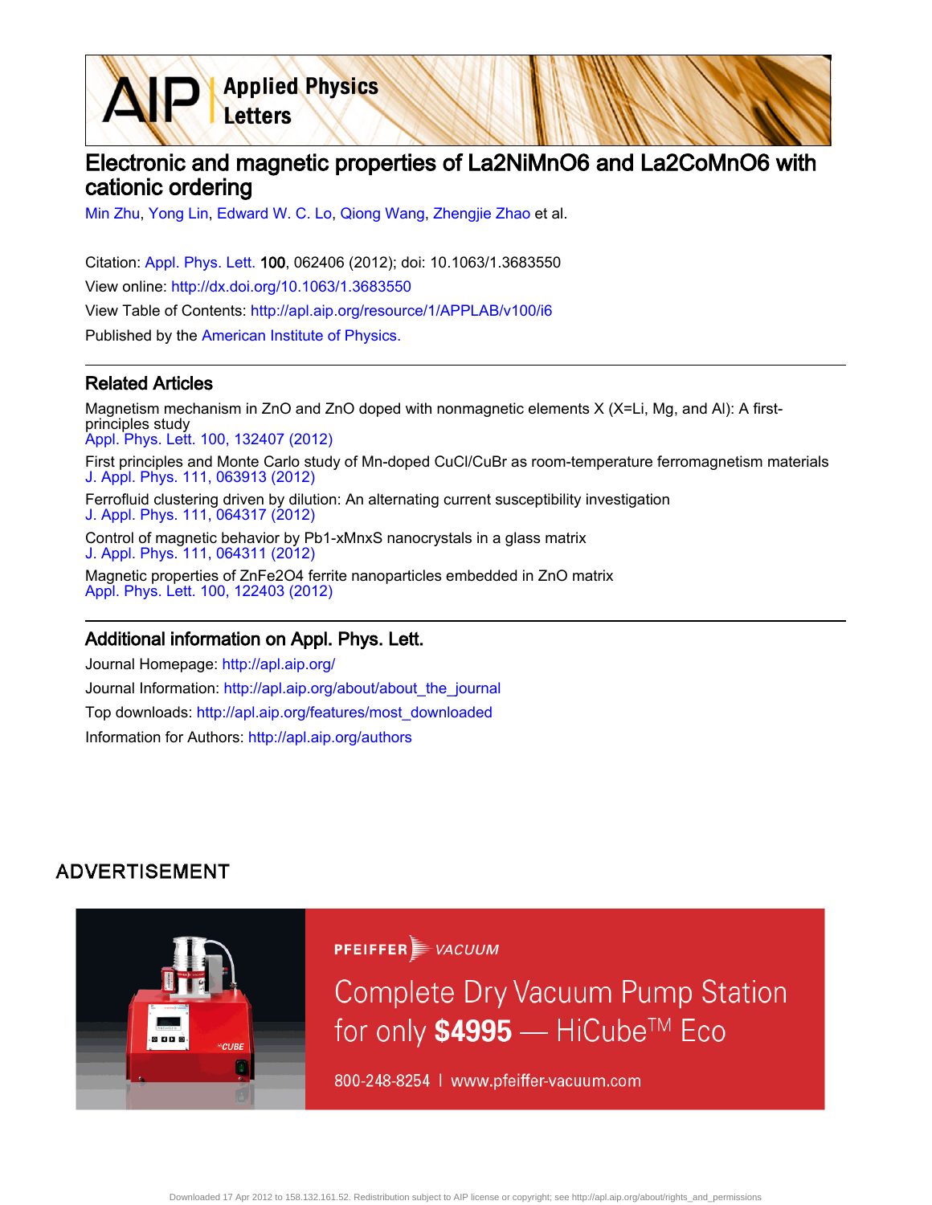# Electronic and magnetic properties of La2NiMnO6 and La2CoMnO6 with cationic ordering

Min Zhu, Yong Lin, Edward W. C. Lo, Qiong Wang, Zhengjie Zhao et al.

Citation: Appl. Phys. Lett. **100**, 062406 (2012); doi: 10.1063/1.3683550

View online: http://dx.doi.org/10.1063/1.3683550

View Table of Contents: http://apl.aip.org/resource/1/APPLAB/v100/i6

Published by the American Institute of Physics.

## Related Articles

Magnetism mechanism in ZnO and ZnO doped with nonmagnetic elements X (X=Li, Mg, and Al): A first-principles study
Appl. Phys. Lett. 100, 132407 (2012)

First principles and Monte Carlo study of Mn-doped CuCl/CuBr as room-temperature ferromagnetism materials
J. Appl. Phys. 111, 063913 (2012)

Ferrofluid clustering driven by dilution: An alternating current susceptibility investigation
J. Appl. Phys. 111, 064317 (2012)

Control of magnetic behavior by Pb1-xMnxS nanocrystals in a glass matrix
J. Appl. Phys. 111, 064311 (2012)

Magnetic properties of ZnFe2O4 ferrite nanoparticles embedded in ZnO matrix
Appl. Phys. Lett. 100, 122403 (2012)

## Additional information on Appl. Phys. Lett.

Journal Homepage: http://apl.aip.org/

Journal Information: http://apl.aip.org/about/about_the_journal

Top downloads: http://apl.aip.org/features/most_downloaded

Information for Authors: http://apl.aip.org/authors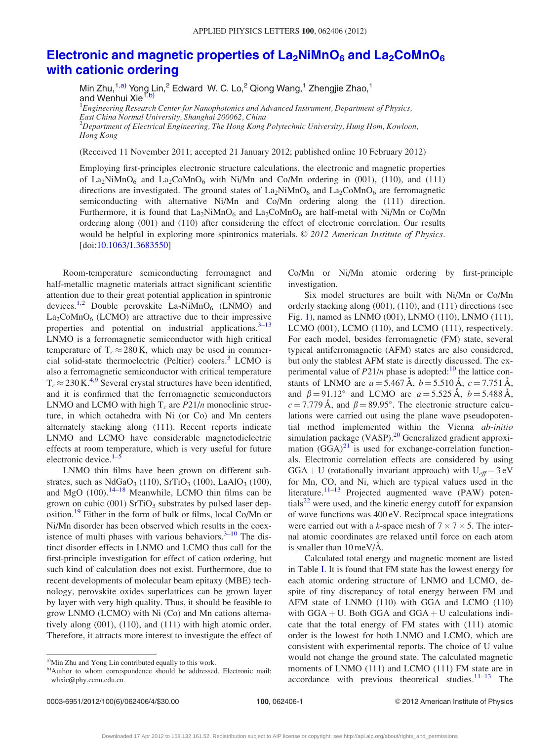# Electronic and magnetic properties of $La_2NiMnO_6$ and $La_2CoMnO_6$ with cationic ordering

Min Zhu,[1,a)] Yong Lin,[2] Edward W. C. Lo,[2] Qiong Wang,[1] Zhengjie Zhao,[1] and Wenhui Xie[1,b)]

[1]*Engineering Research Center for Nanophotonics and Advanced Instrument, Department of Physics, East China Normal University, Shanghai 200062, China*

[2]*Department of Electrical Engineering, The Hong Kong Polytechnic University, Hung Hom, Kowloon, Hong Kong*

(Received 11 November 2011; accepted 21 January 2012; published online 10 February 2012)

Employing first-principles electronic structure calculations, the electronic and magnetic properties of $La_2NiMnO_6$ and $La_2CoMnO_6$ with Ni/Mn and Co/Mn ordering in (001), (110), and (111) directions are investigated. The ground states of $La_2NiMnO_6$ and $La_2CoMnO_6$ are ferromagnetic semiconducting with alternative Ni/Mn and Co/Mn ordering along the (111) direction. Furthermore, it is found that $La_2NiMnO_6$ and $La_2CoMnO_6$ are half-metal with Ni/Mn or Co/Mn ordering along (001) and (110) after considering the effect of electronic correlation. Our results would be helpful in exploring more spintronics materials. © *2012 American Institute of Physics*. [doi:10.1063/1.3683550]

Room-temperature semiconducting ferromagnet and half-metallic magnetic materials attract significant scientific attention due to their great potential application in spintronic devices.[1,2] Double perovskite $La_2NiMnO_6$ (LNMO) and $La_2CoMnO_6$ (LCMO) are attractive due to their impressive properties and potential on industrial applications.[3–13] LNMO is a ferromagnetic semiconductor with high critical temperature of $T_c \approx 280$ K, which may be used in commercial solid-state thermoelectric (Peltier) coolers.[3] LCMO is also a ferromagnetic semiconductor with critical temperature $T_c \approx 230$ K.[4,9] Several crystal structures have been identified, and it is confirmed that the ferromagnetic semiconductors LNMO and LCMO with high $T_c$ are $P21/n$ monoclinic structure, in which octahedra with Ni (or Co) and Mn centers alternately stacking along (111). Recent reports indicate LNMO and LCMO have considerable magnetodielectric effects at room temperature, which is very useful for future electronic device.[1–5]

LNMO thin films have been grown on different substrates, such as $NdGaO_3$ (110), $SrTiO_3$ (100), $LaAlO_3$ (100), and MgO (100).[14–18] Meanwhile, LCMO thin films can be grown on cubic (001) $SrTiO_3$ substrates by pulsed laser deposition.[19] Either in the form of bulk or films, local Co/Mn or Ni/Mn disorder has been observed which results in the coexistence of multi phases with various behaviors.[3–10] The distinct disorder effects in LNMO and LCMO thus call for the first-principle investigation for effect of cation ordering, but such kind of calculation does not exist. Furthermore, due to recent developments of molecular beam epitaxy (MBE) technology, perovskite oxides superlattices can be grown layer by layer with very high quality. Thus, it should be feasible to grow LNMO (LCMO) with Ni (Co) and Mn cations alternatively along (001), (110), and (111) with high atomic order. Therefore, it attracts more interest to investigate the effect of Co/Mn or Ni/Mn atomic ordering by first-principle investigation.

Six model structures are built with Ni/Mn or Co/Mn orderly stacking along (001), (110), and (111) directions (see Fig. 1), named as LNMO (001), LNMO (110), LNMO (111), LCMO (001), LCMO (110), and LCMO (111), respectively. For each model, besides ferromagnetic (FM) state, several typical antiferromagnetic (AFM) states are also considered, but only the stablest AFM state is directly discussed. The experimental value of $P21/n$ phase is adopted:[10] the lattice constants of LNMO are $a = 5.467$ Å, $b = 5.510$ Å, $c = 7.751$ Å, and $\beta = 91.12°$ and LCMO are $a = 5.525$ Å, $b = 5.488$ Å, $c = 7.779$ Å, and $\beta = 89.95°$. The electronic structure calculations were carried out using the plane wave pseudopotential method implemented within the Vienna *ab-initio* simulation package (VASP).[20] Generalized gradient approximation (GGA)[21] is used for exchange-correlation functionals. Electronic correlation effects are considered by using GGA + U (rotationally invariant approach) with $U_{eff} = 3$ eV for Mn, CO, and Ni, which are typical values used in the literature.[11–13] Projected augmented wave (PAW) potentials[22] were used, and the kinetic energy cutoff for expansion of wave functions was 400 eV. Reciprocal space integrations were carried out with a $k$-space mesh of $7 \times 7 \times 5$. The internal atomic coordinates are relaxed until force on each atom is smaller than 10 meV/Å.

Calculated total energy and magnetic moment are listed in Table I. It is found that FM state has the lowest energy for each atomic ordering structure of LNMO and LCMO, despite of tiny discrepancy of total energy between FM and AFM state of LNMO (110) with GGA and LCMO (110) with GGA + U. Both GGA and GGA + U calculations indicate that the total energy of FM states with (111) atomic order is the lowest for both LNMO and LCMO, which are consistent with experimental reports. The choice of U value would not change the ground state. The calculated magnetic moments of LNMO (111) and LCMO (111) FM state are in accordance with previous theoretical studies.[11–13] The

a)Min Zhu and Yong Lin contributed equally to this work.

b)Author to whom correspondence should be addressed. Electronic mail: whxie@phy.ecnu.edu.cn.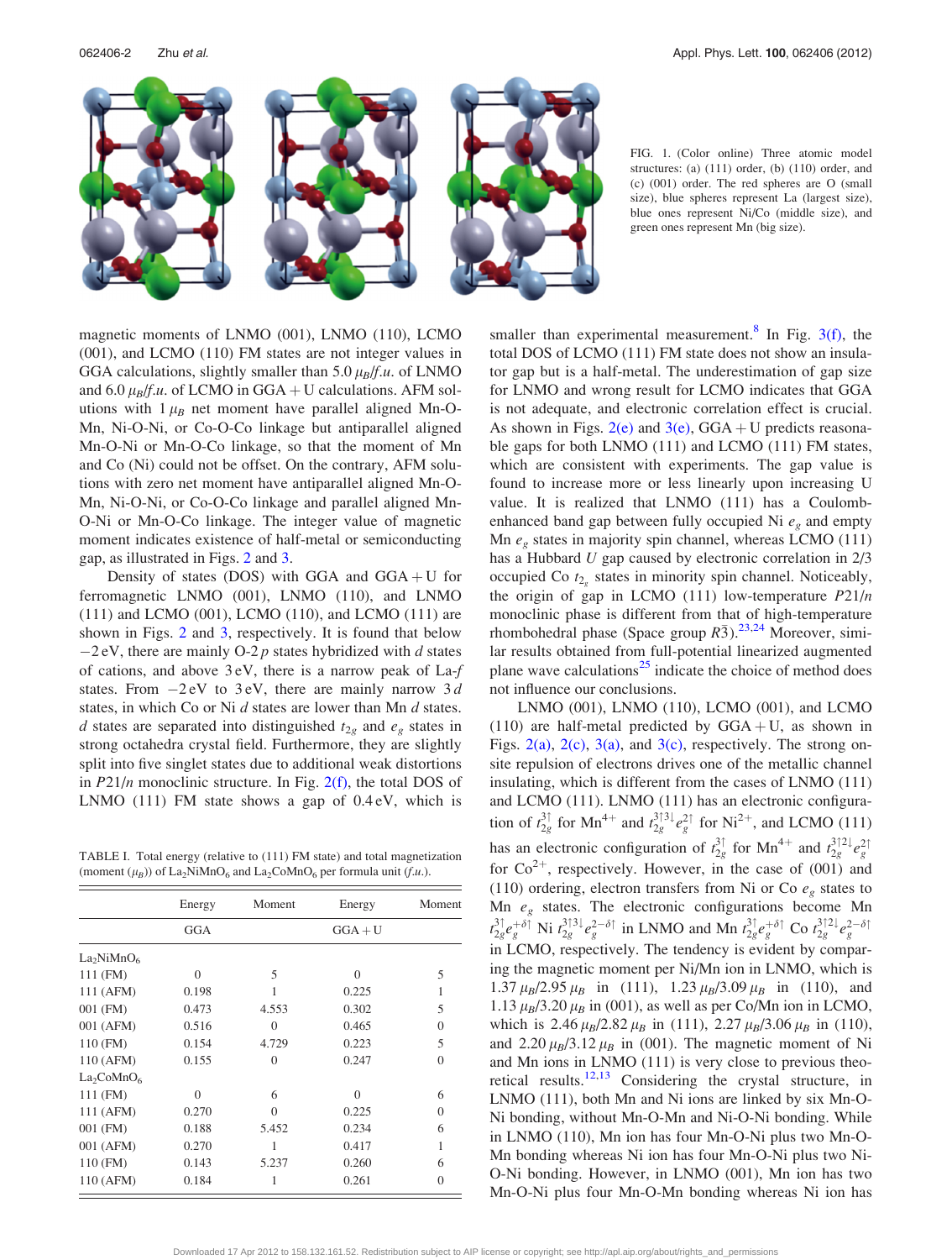FIG. 1. (Color online) Three atomic model structures: (a) (111) order, (b) (110) order, and (c) (001) order. The red spheres are O (small size), blue spheres represent La (largest size), blue ones represent Ni/Co (middle size), and green ones represent Mn (big size).

magnetic moments of LNMO (001), LNMO (110), LCMO (001), and LCMO (110) FM states are not integer values in GGA calculations, slightly smaller than 5.0 $\mu_B/f.u.$ of LNMO and 6.0 $\mu_B/f.u.$ of LCMO in GGA + U calculations. AFM solutions with 1 $\mu_B$ net moment have parallel aligned Mn-O-Mn, Ni-O-Ni, or Co-O-Co linkage but antiparallel aligned Mn-O-Ni or Mn-O-Co linkage, so that the moment of Mn and Co (Ni) could not be offset. On the contrary, AFM solutions with zero net moment have antiparallel aligned Mn-O-Mn, Ni-O-Ni, or Co-O-Co linkage and parallel aligned Mn-O-Ni or Mn-O-Co linkage. The integer value of magnetic moment indicates existence of half-metal or semiconducting gap, as illustrated in Figs. 2 and 3.

Density of states (DOS) with GGA and GGA + U for ferromagnetic LNMO (001), LNMO (110), and LNMO (111) and LCMO (001), LCMO (110), and LCMO (111) are shown in Figs. 2 and 3, respectively. It is found that below $-2$ eV, there are mainly O-2$p$ states hybridized with $d$ states of cations, and above 3 eV, there is a narrow peak of La-$f$ states. From $-2$ eV to 3 eV, there are mainly narrow 3$d$ states, in which Co or Ni $d$ states are lower than Mn $d$ states. $d$ states are separated into distinguished $t_{2g}$ and $e_g$ states in strong octahedra crystal field. Furthermore, they are slightly split into five singlet states due to additional weak distortions in $P21/n$ monoclinic structure. In Fig. 2(f), the total DOS of LNMO (111) FM state shows a gap of 0.4 eV, which is smaller than experimental measurement.[8] In Fig. 3(f), the total DOS of LCMO (111) FM state does not show an insulator gap but is a half-metal. The underestimation of gap size for LNMO and wrong result for LCMO indicates that GGA is not adequate, and electronic correlation effect is crucial. As shown in Figs. 2(e) and 3(e), GGA + U predicts reasonable gaps for both LNMO (111) and LCMO (111) FM states, which are consistent with experiments. The gap value is found to increase more or less linearly upon increasing U value. It is realized that LNMO (111) has a Coulomb-enhanced band gap between fully occupied Ni $e_g$ and empty Mn $e_g$ states in majority spin channel, whereas LCMO (111) has a Hubbard $U$ gap caused by electronic correlation in 2/3 occupied Co $t_{2g}$ states in minority spin channel. Noticeably, the origin of gap in LCMO (111) low-temperature $P21/n$ monoclinic phase is different from that of high-temperature rhombohedral phase (Space group $R\bar{3}$).[23,24] Moreover, similar results obtained from full-potential linearized augmented plane wave calculations[25] indicate the choice of method does not influence our conclusions.

LNMO (001), LNMO (110), LCMO (001), and LCMO (110) are half-metal predicted by GGA + U, as shown in Figs. 2(a), 2(c), 3(a), and 3(c), respectively. The strong on-site repulsion of electrons drives one of the metallic channel insulating, which is different from the cases of LNMO (111) and LCMO (111). LNMO (111) has an electronic configuration of $t_{2g}^{3\uparrow}$ for $Mn^{4+}$ and $t_{2g}^{3\uparrow 3\downarrow} e_g^{2\uparrow}$ for $Ni^{2+}$, and LCMO (111) has an electronic configuration of $t_{2g}^{3\uparrow}$ for $Mn^{4+}$ and $t_{2g}^{3\uparrow 2\downarrow} e_g^{2\uparrow}$ for $Co^{2+}$, respectively. However, in the case of (001) and (110) ordering, electron transfers from Ni or Co $e_g$ states to Mn $e_g$ states. The electronic configurations become Mn $t_{2g}^{3\uparrow} e_g^{+\delta\uparrow}$ Ni $t_{2g}^{3\uparrow 3\downarrow} e_g^{2-\delta\uparrow}$ in LNMO and Mn $t_{2g}^{3\uparrow} e_g^{+\delta\uparrow}$ Co $t_{2g}^{3\uparrow 2\downarrow} e_g^{2-\delta\uparrow}$ in LCMO, respectively. The tendency is evident by comparing the magnetic moment per Ni/Mn ion in LNMO, which is 1.37 $\mu_B$/2.95 $\mu_B$ in (111), 1.23 $\mu_B$/3.09 $\mu_B$ in (110), and 1.13 $\mu_B$/3.20 $\mu_B$ in (001), as well as per Co/Mn ion in LCMO, which is 2.46 $\mu_B$/2.82 $\mu_B$ in (111), 2.27 $\mu_B$/3.06 $\mu_B$ in (110), and 2.20 $\mu_B$/3.12 $\mu_B$ in (001). The magnetic moment of Ni and Mn ions in LNMO (111) is very close to previous theoretical results.[12,13] Considering the crystal structure, in LNMO (111), both Mn and Ni ions are linked by six Mn-O-Ni bonding, without Mn-O-Mn and Ni-O-Ni bonding. While in LNMO (110), Mn ion has four Mn-O-Ni plus two Mn-O-Mn bonding whereas Ni ion has four Mn-O-Ni plus two Ni-O-Ni bonding. However, in LNMO (001), Mn ion has two Mn-O-Ni plus four Mn-O-Mn bonding whereas Ni ion has

TABLE I. Total energy (relative to (111) FM state) and total magnetization (moment ($\mu_B$)) of $La_2NiMnO_6$ and $La_2CoMnO_6$ per formula unit ($f.u.$).

| | Energy | Moment | Energy | Moment |
|---|---|---|---|---|
| | GGA | | GGA + U | |
| $La_2NiMnO_6$ | | | | |
| 111 (FM) | 0 | 5 | 0 | 5 |
| 111 (AFM) | 0.198 | 1 | 0.225 | 1 |
| 001 (FM) | 0.473 | 4.553 | 0.302 | 5 |
| 001 (AFM) | 0.516 | 0 | 0.465 | 0 |
| 110 (FM) | 0.154 | 4.729 | 0.223 | 5 |
| 110 (AFM) | 0.155 | 0 | 0.247 | 0 |
| $La_2CoMnO_6$ | | | | |
| 111 (FM) | 0 | 6 | 0 | 6 |
| 111 (AFM) | 0.270 | 0 | 0.225 | 0 |
| 001 (FM) | 0.188 | 5.452 | 0.234 | 6 |
| 001 (AFM) | 0.270 | 1 | 0.417 | 1 |
| 110 (FM) | 0.143 | 5.237 | 0.260 | 6 |
| 110 (AFM) | 0.184 | 1 | 0.261 | 0 |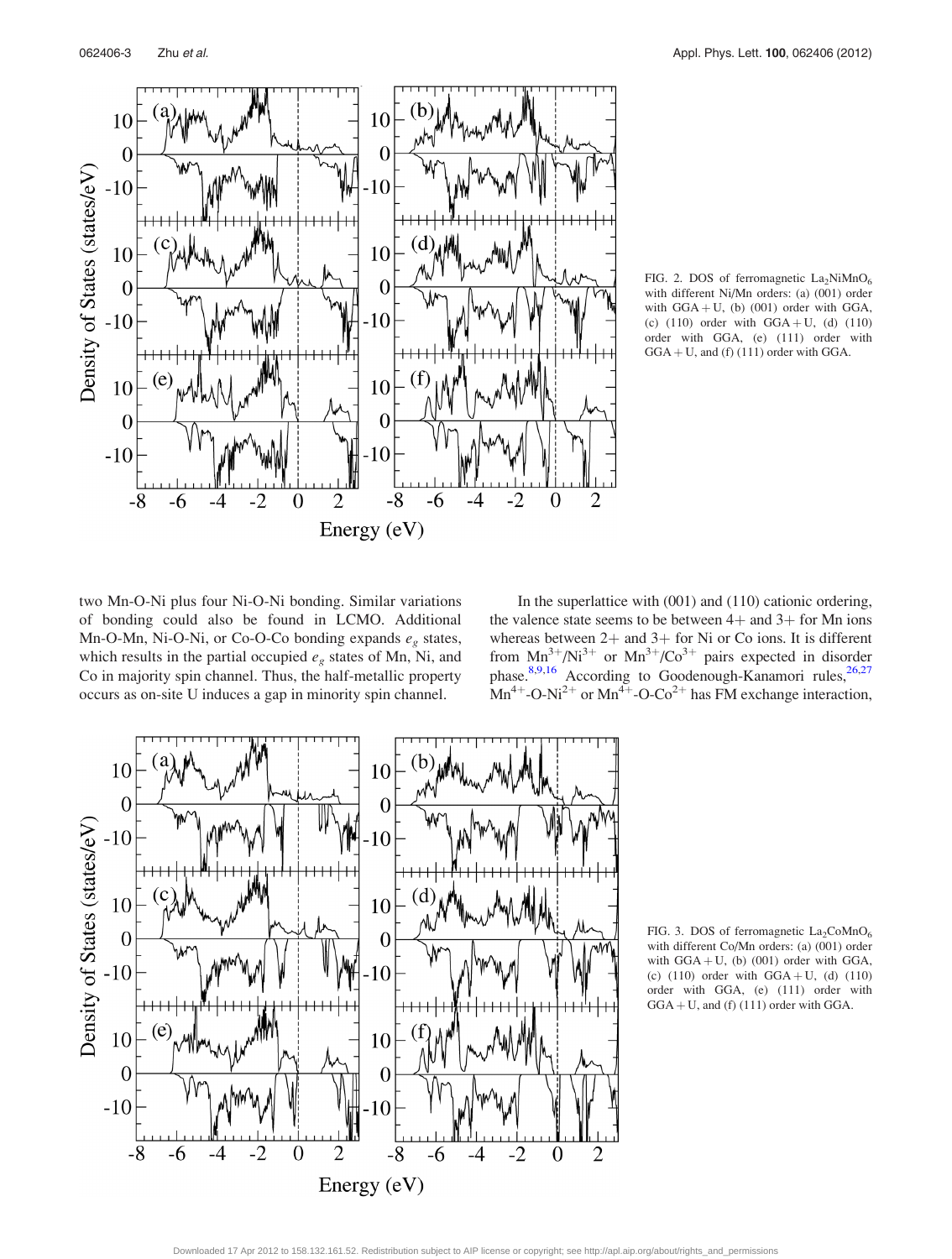FIG. 2. DOS of ferromagnetic $La_2NiMnO_6$ with different Ni/Mn orders: (a) (001) order with GGA + U, (b) (001) order with GGA, (c) (110) order with GGA + U, (d) (110) order with GGA, (e) (111) order with GGA + U, and (f) (111) order with GGA.

two Mn-O-Ni plus four Ni-O-Ni bonding. Similar variations of bonding could also be found in LCMO. Additional Mn-O-Mn, Ni-O-Ni, or Co-O-Co bonding expands $e_g$ states, which results in the partial occupied $e_g$ states of Mn, Ni, and Co in majority spin channel. Thus, the half-metallic property occurs as on-site U induces a gap in minority spin channel.

In the superlattice with (001) and (110) cationic ordering, the valence state seems to be between 4+ and 3+ for Mn ions whereas between 2+ and 3+ for Ni or Co ions. It is different from $Mn^{3+}/Ni^{3+}$ or $Mn^{3+}/Co^{3+}$ pairs expected in disorder phase.[8,9,16] According to Goodenough-Kanamori rules,[26,27] $Mn^{4+}$-O-$Ni^{2+}$ or $Mn^{4+}$-O-$Co^{2+}$ has FM exchange interaction,

FIG. 3. DOS of ferromagnetic $La_2CoMnO_6$ with different Co/Mn orders: (a) (001) order with GGA + U, (b) (001) order with GGA, (c) (110) order with GGA + U, (d) (110) order with GGA, (e) (111) order with GGA + U, and (f) (111) order with GGA.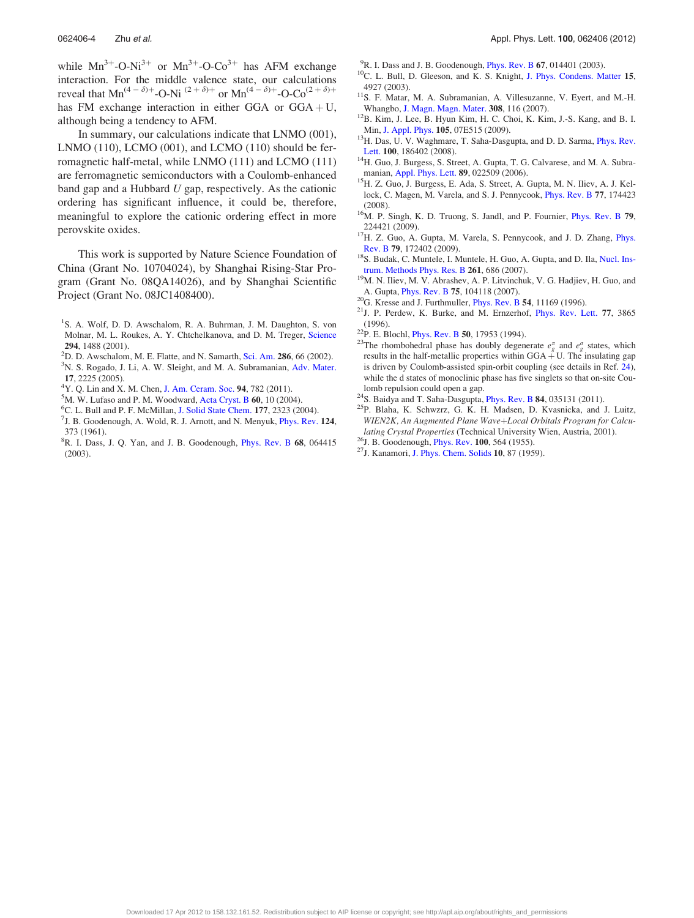while $Mn^{3+}$-O-$Ni^{3+}$ or $Mn^{3+}$-O-$Co^{3+}$ has AFM exchange interaction. For the middle valence state, our calculations reveal that $Mn^{(4-\delta)+}$-O-$Ni^{(2+\delta)+}$ or $Mn^{(4-\delta)+}$-O-$Co^{(2+\delta)+}$ has FM exchange interaction in either GGA or GGA + U, although being a tendency to AFM.

In summary, our calculations indicate that LNMO (001), LNMO (110), LCMO (001), and LCMO (110) should be ferromagnetic half-metal, while LNMO (111) and LCMO (111) are ferromagnetic semiconductors with a Coulomb-enhanced band gap and a Hubbard $U$ gap, respectively. As the cationic ordering has significant influence, it could be, therefore, meaningful to explore the cationic ordering effect in more perovskite oxides.

This work is supported by Nature Science Foundation of China (Grant No. 10704024), by Shanghai Rising-Star Program (Grant No. 08QA14026), and by Shanghai Scientific Project (Grant No. 08JC1408400).

[1] S. A. Wolf, D. D. Awschalom, R. A. Buhrman, J. M. Daughton, S. von Molnar, M. L. Roukes, A. Y. Chtchelkanova, and D. M. Treger, Science **294**, 1488 (2001).
[2] D. D. Awschalom, M. E. Flatte, and N. Samarth, Sci. Am. **286**, 66 (2002).
[3] N. S. Rogado, J. Li, A. W. Sleight, and M. A. Subramanian, Adv. Mater. **17**, 2225 (2005).
[4] Y. Q. Lin and X. M. Chen, J. Am. Ceram. Soc. **94**, 782 (2011).
[5] M. W. Lufaso and P. M. Woodward, Acta Cryst. B **60**, 10 (2004).
[6] C. L. Bull and P. F. McMillan, J. Solid State Chem. **177**, 2323 (2004).
[7] J. B. Goodenough, A. Wold, R. J. Arnott, and N. Menyuk, Phys. Rev. **124**, 373 (1961).
[8] R. I. Dass, J. Q. Yan, and J. B. Goodenough, Phys. Rev. B **68**, 064415 (2003).
[9] R. I. Dass and J. B. Goodenough, Phys. Rev. B **67**, 014401 (2003).
[10] C. L. Bull, D. Gleeson, and K. S. Knight, J. Phys. Condens. Matter **15**, 4927 (2003).
[11] S. F. Matar, M. A. Subramanian, A. Villesuzanne, V. Eyert, and M.-H. Whangbo, J. Magn. Magn. Mater. **308**, 116 (2007).
[12] B. Kim, J. Lee, B. Hyun Kim, H. C. Choi, K. Kim, J.-S. Kang, and B. I. Min, J. Appl. Phys. **105**, 07E515 (2009).
[13] H. Das, U. V. Waghmare, T. Saha-Dasgupta, and D. D. Sarma, Phys. Rev. Lett. **100**, 186402 (2008).
[14] H. Guo, J. Burgess, S. Street, A. Gupta, T. G. Calvarese, and M. A. Subramanian, Appl. Phys. Lett. **89**, 022509 (2006).
[15] H. Z. Guo, J. Burgess, E. Ada, S. Street, A. Gupta, M. N. Iliev, A. J. Kellock, C. Magen, M. Varela, and S. J. Pennycook, Phys. Rev. B **77**, 174423 (2008).
[16] M. P. Singh, K. D. Truong, S. Jandl, and P. Fournier, Phys. Rev. B **79**, 224421 (2009).
[17] H. Z. Guo, A. Gupta, M. Varela, S. Pennycook, and J. D. Zhang, Phys. Rev. B **79**, 172402 (2009).
[18] S. Budak, C. Muntele, I. Muntele, H. Guo, A. Gupta, and D. Ila, Nucl. Instrum. Methods Phys. Res. B **261**, 686 (2007).
[19] M. N. Iliev, M. V. Abrashev, A. P. Litvinchuk, V. G. Hadjiev, H. Guo, and A. Gupta, Phys. Rev. B **75**, 104118 (2007).
[20] G. Kresse and J. Furthmuller, Phys. Rev. B **54**, 11169 (1996).
[21] J. P. Perdew, K. Burke, and M. Ernzerhof, Phys. Rev. Lett. **77**, 3865 (1996).
[22] P. E. Blochl, Phys. Rev. B **50**, 17953 (1994).
[23] The rhombohedral phase has doubly degenerate $e_g^{\pi}$ and $e_g^{\sigma}$ states, which results in the half-metallic properties within GGA + U. The insulating gap is driven by Coulomb-assisted spin-orbit coupling (see details in Ref. 24), while the d states of monoclinic phase has five singlets so that on-site Coulomb repulsion could open a gap.
[24] S. Baidya and T. Saha-Dasgupta, Phys. Rev. B **84**, 035131 (2011).
[25] P. Blaha, K. Schwzrz, G. K. H. Madsen, D. Kvasnicka, and J. Luitz, *WIEN2K, An Augmented Plane Wave+Local Orbitals Program for Calculating Crystal Properties* (Technical University Wien, Austria, 2001).
[26] J. B. Goodenough, Phys. Rev. **100**, 564 (1955).
[27] J. Kanamori, J. Phys. Chem. Solids **10**, 87 (1959).